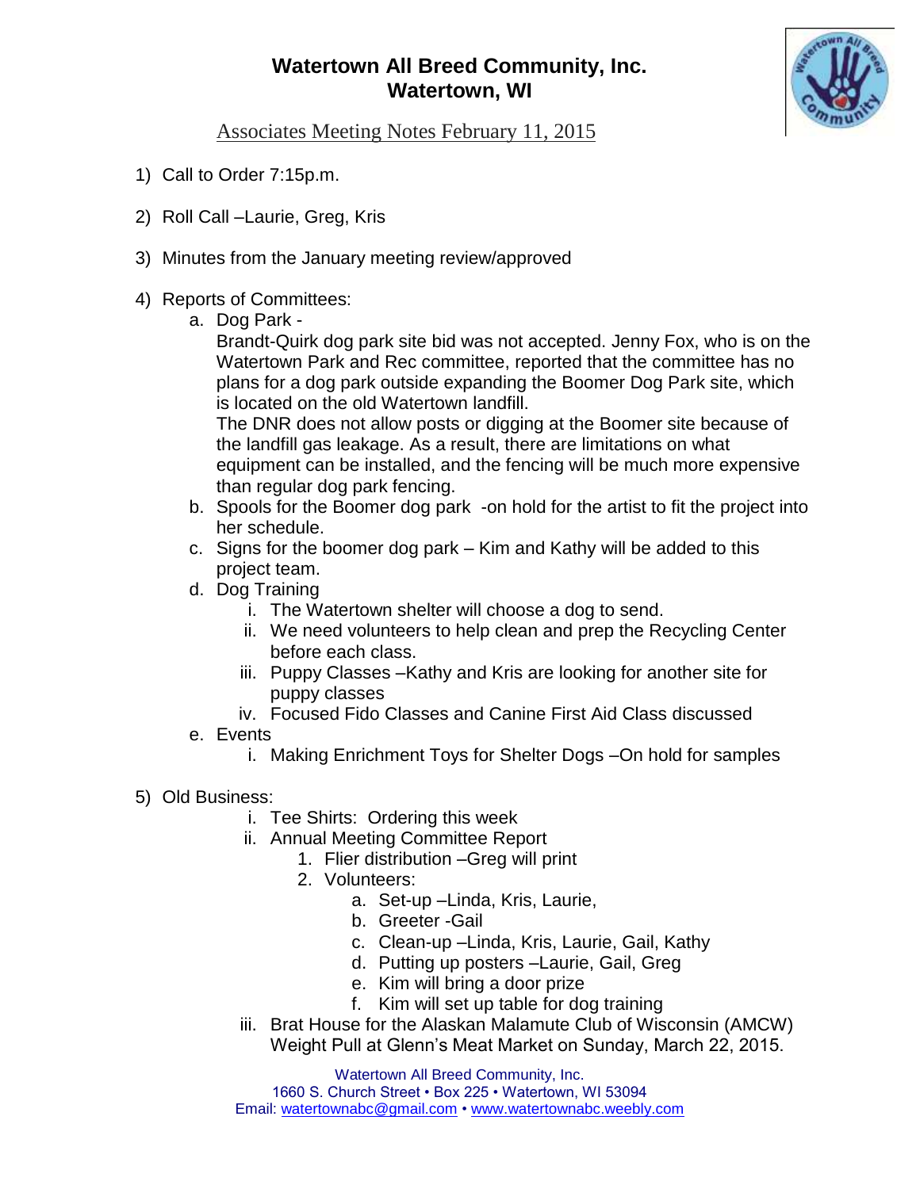# Watertown All Breed Community, Inc.
# Watertown, WI

Associates Meeting Notes February 11, 2015

1) Call to Order 7:15p.m.

2) Roll Call –Laurie, Greg, Kris

3) Minutes from the January meeting review/approved

4) Reports of Committees:
   a. Dog Park -
      Brandt-Quirk dog park site bid was not accepted. Jenny Fox, who is on the Watertown Park and Rec committee, reported that the committee has no plans for a dog park outside expanding the Boomer Dog Park site, which is located on the old Watertown landfill.
      The DNR does not allow posts or digging at the Boomer site because of the landfill gas leakage. As a result, there are limitations on what equipment can be installed, and the fencing will be much more expensive than regular dog park fencing.
   b. Spools for the Boomer dog park -on hold for the artist to fit the project into her schedule.
   c. Signs for the boomer dog park – Kim and Kathy will be added to this project team.
   d. Dog Training
      i. The Watertown shelter will choose a dog to send.
      ii. We need volunteers to help clean and prep the Recycling Center before each class.
      iii. Puppy Classes –Kathy and Kris are looking for another site for puppy classes
      iv. Focused Fido Classes and Canine First Aid Class discussed
   e. Events
      i. Making Enrichment Toys for Shelter Dogs –On hold for samples

5) Old Business:
   i. Tee Shirts: Ordering this week
   ii. Annual Meeting Committee Report
      1. Flier distribution –Greg will print
      2. Volunteers:
         a. Set-up –Linda, Kris, Laurie,
         b. Greeter -Gail
         c. Clean-up –Linda, Kris, Laurie, Gail, Kathy
         d. Putting up posters –Laurie, Gail, Greg
         e. Kim will bring a door prize
         f. Kim will set up table for dog training
   iii. Brat House for the Alaskan Malamute Club of Wisconsin (AMCW) Weight Pull at Glenn's Meat Market on Sunday, March 22, 2015.

Watertown All Breed Community, Inc.
1660 S. Church Street • Box 225 • Watertown, WI 53094
Email: watertownabc@gmail.com • www.watertownabc.weebly.com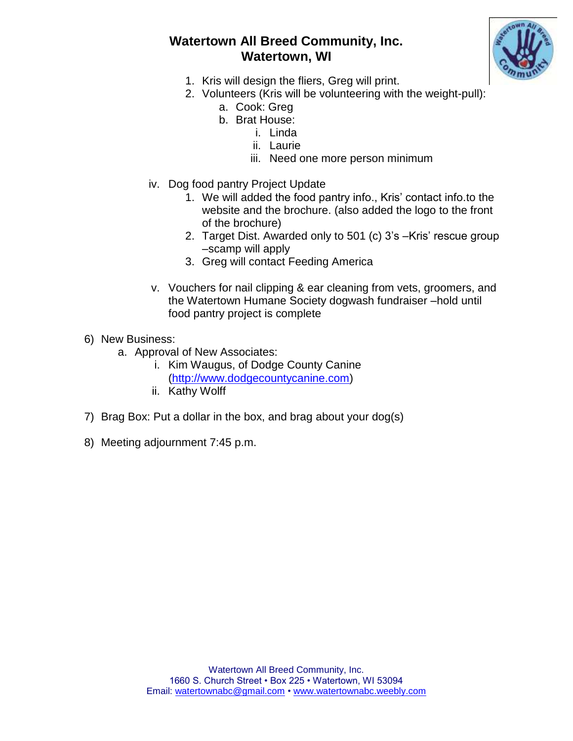1. Kris will design the fliers, Greg will print.
2. Volunteers (Kris will be volunteering with the weight-pull):
    a. Cook: Greg
    b. Brat House:
        i. Linda
        ii. Laurie
        iii. Need one more person minimum

iv. Dog food pantry Project Update
1. We will added the food pantry info., Kris' contact info.to the website and the brochure. (also added the logo to the front of the brochure)
2. Target Dist. Awarded only to 501 (c) 3's –Kris' rescue group –scamp will apply
3. Greg will contact Feeding America

v. Vouchers for nail clipping & ear cleaning from vets, groomers, and the Watertown Humane Society dogwash fundraiser –hold until food pantry project is complete

6) New Business:
    a. Approval of New Associates:
        i. Kim Waugus, of Dodge County Canine (http://www.dodgecountycanine.com)
        ii. Kathy Wolff

7) Brag Box: Put a dollar in the box, and brag about your dog(s)

8) Meeting adjournment 7:45 p.m.